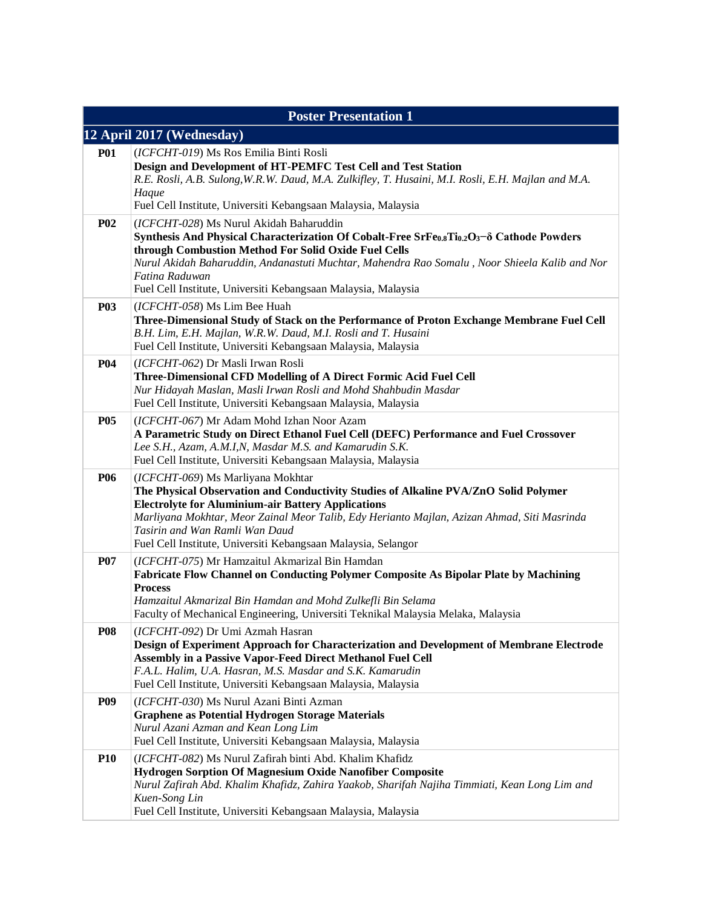| Poster Presentation 1 | |
|---|---|
| **12 April 2017 (Wednesday)** | |
| **P01** | (*ICFCHT-019*) Ms Ros Emilia Binti Rosli<br>**Design and Development of HT-PEMFC Test Cell and Test Station**<br>*R.E. Rosli, A.B. Sulong,W.R.W. Daud, M.A. Zulkifley, T. Husaini, M.I. Rosli, E.H. Majlan and M.A. Haque*<br>Fuel Cell Institute, Universiti Kebangsaan Malaysia, Malaysia |
| **P02** | (*ICFCHT-028*) Ms Nurul Akidah Baharuddin<br>**Synthesis And Physical Characterization Of Cobalt-Free $SrFe_{0.8}Ti_{0.2}O_{3-\delta}$ Cathode Powders through Combustion Method For Solid Oxide Fuel Cells**<br>*Nurul Akidah Baharuddin, Andanastuti Muchtar, Mahendra Rao Somalu , Noor Shieela Kalib and Nor Fatina Raduwan*<br>Fuel Cell Institute, Universiti Kebangsaan Malaysia, Malaysia |
| **P03** | (*ICFCHT-058*) Ms Lim Bee Huah<br>**Three-Dimensional Study of Stack on the Performance of Proton Exchange Membrane Fuel Cell**<br>*B.H. Lim, E.H. Majlan, W.R.W. Daud, M.I. Rosli and T. Husaini*<br>Fuel Cell Institute, Universiti Kebangsaan Malaysia, Malaysia |
| **P04** | (*ICFCHT-062*) Dr Masli Irwan Rosli<br>**Three-Dimensional CFD Modelling of A Direct Formic Acid Fuel Cell**<br>*Nur Hidayah Maslan, Masli Irwan Rosli and Mohd Shahbudin Masdar*<br>Fuel Cell Institute, Universiti Kebangsaan Malaysia, Malaysia |
| **P05** | (*ICFCHT-067*) Mr Adam Mohd Izhan Noor Azam<br>**A Parametric Study on Direct Ethanol Fuel Cell (DEFC) Performance and Fuel Crossover**<br>*Lee S.H., Azam, A.M.I,N, Masdar M.S. and Kamarudin S.K.*<br>Fuel Cell Institute, Universiti Kebangsaan Malaysia, Malaysia |
| **P06** | (*ICFCHT-069*) Ms Marliyana Mokhtar<br>**The Physical Observation and Conductivity Studies of Alkaline PVA/ZnO Solid Polymer Electrolyte for Aluminium-air Battery Applications**<br>*Marliyana Mokhtar, Meor Zainal Meor Talib, Edy Herianto Majlan, Azizan Ahmad, Siti Masrinda Tasirin and Wan Ramli Wan Daud*<br>Fuel Cell Institute, Universiti Kebangsaan Malaysia, Selangor |
| **P07** | (*ICFCHT-075*) Mr Hamzaitul Akmarizal Bin Hamdan<br>**Fabricate Flow Channel on Conducting Polymer Composite As Bipolar Plate by Machining Process**<br>*Hamzaitul Akmarizal Bin Hamdan and Mohd Zulkefli Bin Selama*<br>Faculty of Mechanical Engineering, Universiti Teknikal Malaysia Melaka, Malaysia |
| **P08** | (*ICFCHT-092*) Dr Umi Azmah Hasran<br>**Design of Experiment Approach for Characterization and Development of Membrane Electrode Assembly in a Passive Vapor-Feed Direct Methanol Fuel Cell**<br>*F.A.L. Halim, U.A. Hasran, M.S. Masdar and S.K. Kamarudin*<br>Fuel Cell Institute, Universiti Kebangsaan Malaysia, Malaysia |
| **P09** | (*ICFCHT-030*) Ms Nurul Azani Binti Azman<br>**Graphene as Potential Hydrogen Storage Materials**<br>*Nurul Azani Azman and Kean Long Lim*<br>Fuel Cell Institute, Universiti Kebangsaan Malaysia, Malaysia |
| **P10** | (*ICFCHT-082*) Ms Nurul Zafirah binti Abd. Khalim Khafidz<br>**Hydrogen Sorption Of Magnesium Oxide Nanofiber Composite**<br>*Nurul Zafirah Abd. Khalim Khafidz, Zahira Yaakob, Sharifah Najiha Timmiati, Kean Long Lim and Kuen-Song Lin*<br>Fuel Cell Institute, Universiti Kebangsaan Malaysia, Malaysia |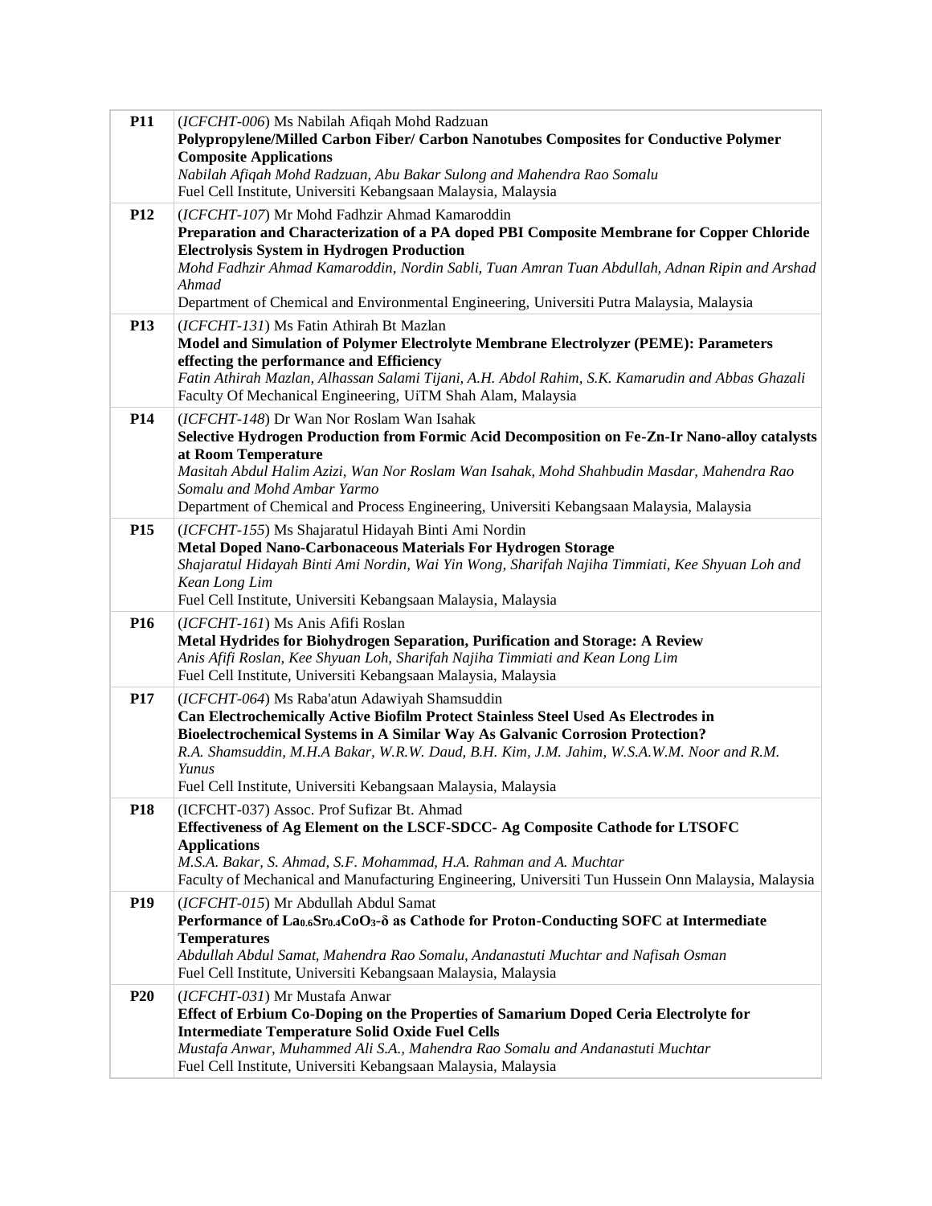| | |
|---|---|
| **P11** | (*ICFCHT-006*) Ms Nabilah Afiqah Mohd Radzuan<br>**Polypropylene/Milled Carbon Fiber/ Carbon Nanotubes Composites for Conductive Polymer Composite Applications**<br>*Nabilah Afiqah Mohd Radzuan, Abu Bakar Sulong and Mahendra Rao Somalu*<br>Fuel Cell Institute, Universiti Kebangsaan Malaysia, Malaysia |
| **P12** | (*ICFCHT-107*) Mr Mohd Fadhzir Ahmad Kamaroddin<br>**Preparation and Characterization of a PA doped PBI Composite Membrane for Copper Chloride Electrolysis System in Hydrogen Production**<br>*Mohd Fadhzir Ahmad Kamaroddin, Nordin Sabli, Tuan Amran Tuan Abdullah, Adnan Ripin and Arshad Ahmad*<br>Department of Chemical and Environmental Engineering, Universiti Putra Malaysia, Malaysia |
| **P13** | (*ICFCHT-131*) Ms Fatin Athirah Bt Mazlan<br>**Model and Simulation of Polymer Electrolyte Membrane Electrolyzer (PEME): Parameters effecting the performance and Efficiency**<br>*Fatin Athirah Mazlan, Alhassan Salami Tijani, A.H. Abdol Rahim, S.K. Kamarudin and Abbas Ghazali*<br>Faculty Of Mechanical Engineering, UiTM Shah Alam, Malaysia |
| **P14** | (*ICFCHT-148*) Dr Wan Nor Roslam Wan Isahak<br>**Selective Hydrogen Production from Formic Acid Decomposition on Fe-Zn-Ir Nano-alloy catalysts at Room Temperature**<br>*Masitah Abdul Halim Azizi, Wan Nor Roslam Wan Isahak, Mohd Shahbudin Masdar, Mahendra Rao Somalu and Mohd Ambar Yarmo*<br>Department of Chemical and Process Engineering, Universiti Kebangsaan Malaysia, Malaysia |
| **P15** | (*ICFCHT-155*) Ms Shajaratul Hidayah Binti Ami Nordin<br>**Metal Doped Nano-Carbonaceous Materials For Hydrogen Storage**<br>*Shajaratul Hidayah Binti Ami Nordin, Wai Yin Wong, Sharifah Najiha Timmiati, Kee Shyuan Loh and Kean Long Lim*<br>Fuel Cell Institute, Universiti Kebangsaan Malaysia, Malaysia |
| **P16** | (*ICFCHT-161*) Ms Anis Afifi Roslan<br>**Metal Hydrides for Biohydrogen Separation, Purification and Storage: A Review**<br>*Anis Afifi Roslan, Kee Shyuan Loh, Sharifah Najiha Timmiati and Kean Long Lim*<br>Fuel Cell Institute, Universiti Kebangsaan Malaysia, Malaysia |
| **P17** | (*ICFCHT-064*) Ms Raba'atun Adawiyah Shamsuddin<br>**Can Electrochemically Active Biofilm Protect Stainless Steel Used As Electrodes in Bioelectrochemical Systems in A Similar Way As Galvanic Corrosion Protection?**<br>*R.A. Shamsuddin, M.H.A Bakar, W.R.W. Daud, B.H. Kim, J.M. Jahim, W.S.A.W.M. Noor and R.M. Yunus*<br>Fuel Cell Institute, Universiti Kebangsaan Malaysia, Malaysia |
| **P18** | (ICFCHT-037) Assoc. Prof Sufizar Bt. Ahmad<br>**Effectiveness of Ag Element on the LSCF-SDCC- Ag Composite Cathode for LTSOFC Applications**<br>*M.S.A. Bakar, S. Ahmad, S.F. Mohammad, H.A. Rahman and A. Muchtar*<br>Faculty of Mechanical and Manufacturing Engineering, Universiti Tun Hussein Onn Malaysia, Malaysia |
| **P19** | (*ICFCHT-015*) Mr Abdullah Abdul Samat<br>**Performance of $La_{0.6}Sr_{0.4}CoO_{3-\delta}$ as Cathode for Proton-Conducting SOFC at Intermediate Temperatures**<br>*Abdullah Abdul Samat, Mahendra Rao Somalu, Andanastuti Muchtar and Nafisah Osman*<br>Fuel Cell Institute, Universiti Kebangsaan Malaysia, Malaysia |
| **P20** | (*ICFCHT-031*) Mr Mustafa Anwar<br>**Effect of Erbium Co-Doping on the Properties of Samarium Doped Ceria Electrolyte for Intermediate Temperature Solid Oxide Fuel Cells**<br>*Mustafa Anwar, Muhammed Ali S.A., Mahendra Rao Somalu and Andanastuti Muchtar*<br>Fuel Cell Institute, Universiti Kebangsaan Malaysia, Malaysia |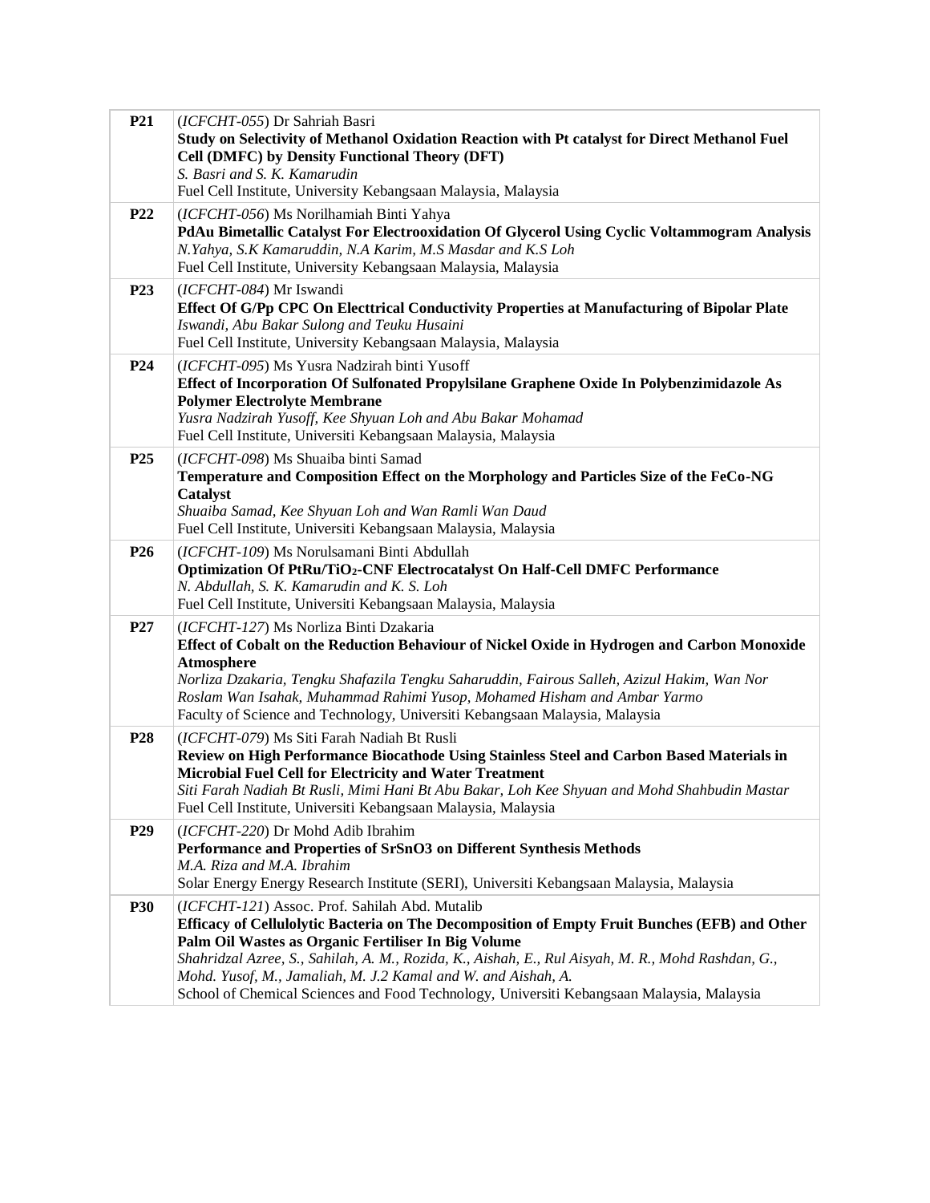| | |
|---|---|
| **P21** | (*ICFCHT-055*) Dr Sahriah Basri<br>**Study on Selectivity of Methanol Oxidation Reaction with Pt catalyst for Direct Methanol Fuel Cell (DMFC) by Density Functional Theory (DFT)**<br>*S. Basri and S. K. Kamarudin*<br>Fuel Cell Institute, University Kebangsaan Malaysia, Malaysia |
| **P22** | (*ICFCHT-056*) Ms Norilhamiah Binti Yahya<br>**PdAu Bimetallic Catalyst For Electrooxidation Of Glycerol Using Cyclic Voltammogram Analysis**<br>*N.Yahya, S.K Kamaruddin, N.A Karim, M.S Masdar and K.S Loh*<br>Fuel Cell Institute, University Kebangsaan Malaysia, Malaysia |
| **P23** | (*ICFCHT-084*) Mr Iswandi<br>**Effect Of G/Pp CPC On Electtrical Conductivity Properties at Manufacturing of Bipolar Plate**<br>*Iswandi, Abu Bakar Sulong and Teuku Husaini*<br>Fuel Cell Institute, University Kebangsaan Malaysia, Malaysia |
| **P24** | (*ICFCHT-095*) Ms Yusra Nadzirah binti Yusoff<br>**Effect of Incorporation Of Sulfonated Propylsilane Graphene Oxide In Polybenzimidazole As Polymer Electrolyte Membrane**<br>*Yusra Nadzirah Yusoff, Kee Shyuan Loh and Abu Bakar Mohamad*<br>Fuel Cell Institute, Universiti Kebangsaan Malaysia, Malaysia |
| **P25** | (*ICFCHT-098*) Ms Shuaiba binti Samad<br>**Temperature and Composition Effect on the Morphology and Particles Size of the FeCo-NG Catalyst**<br>*Shuaiba Samad, Kee Shyuan Loh and Wan Ramli Wan Daud*<br>Fuel Cell Institute, Universiti Kebangsaan Malaysia, Malaysia |
| **P26** | (*ICFCHT-109*) Ms Norulsamani Binti Abdullah<br>**Optimization Of PtRu/$TiO_2$-CNF Electrocatalyst On Half-Cell DMFC Performance**<br>*N. Abdullah, S. K. Kamarudin and K. S. Loh*<br>Fuel Cell Institute, Universiti Kebangsaan Malaysia, Malaysia |
| **P27** | (*ICFCHT-127*) Ms Norliza Binti Dzakaria<br>**Effect of Cobalt on the Reduction Behaviour of Nickel Oxide in Hydrogen and Carbon Monoxide Atmosphere**<br>*Norliza Dzakaria, Tengku Shafazila Tengku Saharuddin, Fairous Salleh, Azizul Hakim, Wan Nor Roslam Wan Isahak, Muhammad Rahimi Yusop, Mohamed Hisham and Ambar Yarmo*<br>Faculty of Science and Technology, Universiti Kebangsaan Malaysia, Malaysia |
| **P28** | (*ICFCHT-079*) Ms Siti Farah Nadiah Bt Rusli<br>**Review on High Performance Biocathode Using Stainless Steel and Carbon Based Materials in Microbial Fuel Cell for Electricity and Water Treatment**<br>*Siti Farah Nadiah Bt Rusli, Mimi Hani Bt Abu Bakar, Loh Kee Shyuan and Mohd Shahbudin Mastar*<br>Fuel Cell Institute, Universiti Kebangsaan Malaysia, Malaysia |
| **P29** | (*ICFCHT-220*) Dr Mohd Adib Ibrahim<br>**Performance and Properties of SrSnO3 on Different Synthesis Methods**<br>*M.A. Riza and M.A. Ibrahim*<br>Solar Energy Energy Research Institute (SERI), Universiti Kebangsaan Malaysia, Malaysia |
| **P30** | (*ICFCHT-121*) Assoc. Prof. Sahilah Abd. Mutalib<br>**Efficacy of Cellulolytic Bacteria on The Decomposition of Empty Fruit Bunches (EFB) and Other Palm Oil Wastes as Organic Fertiliser In Big Volume**<br>*Shahridzal Azree, S., Sahilah, A. M., Rozida, K., Aishah, E., Rul Aisyah, M. R., Mohd Rashdan, G., Mohd. Yusof, M., Jamaliah, M. J.2 Kamal and W. and Aishah, A.*<br>School of Chemical Sciences and Food Technology, Universiti Kebangsaan Malaysia, Malaysia |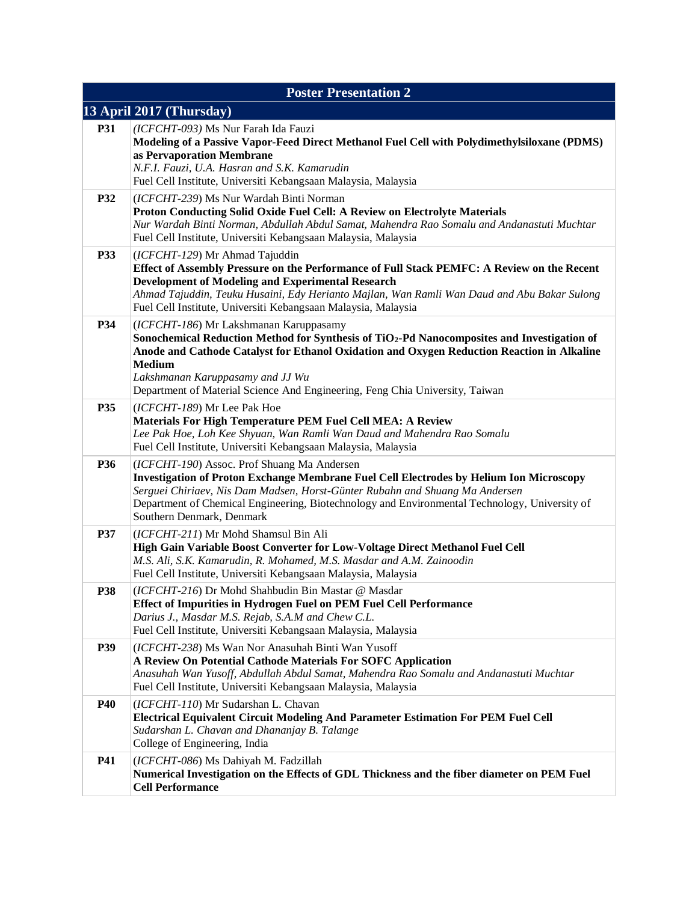| Poster Presentation 2 | |
|---|---|
| **13 April 2017 (Thursday)** | |
| **P31** | *(ICFCHT-093)* Ms Nur Farah Ida Fauzi<br>**Modeling of a Passive Vapor-Feed Direct Methanol Fuel Cell with Polydimethylsiloxane (PDMS) as Pervaporation Membrane**<br>*N.F.I. Fauzi, U.A. Hasran and S.K. Kamarudin*<br>Fuel Cell Institute, Universiti Kebangsaan Malaysia, Malaysia |
| **P32** | (*ICFCHT-239*) Ms Nur Wardah Binti Norman<br>**Proton Conducting Solid Oxide Fuel Cell: A Review on Electrolyte Materials**<br>*Nur Wardah Binti Norman, Abdullah Abdul Samat, Mahendra Rao Somalu and Andanastuti Muchtar*<br>Fuel Cell Institute, Universiti Kebangsaan Malaysia, Malaysia |
| **P33** | (*ICFCHT-129*) Mr Ahmad Tajuddin<br>**Effect of Assembly Pressure on the Performance of Full Stack PEMFC: A Review on the Recent Development of Modeling and Experimental Research**<br>*Ahmad Tajuddin, Teuku Husaini, Edy Herianto Majlan, Wan Ramli Wan Daud and Abu Bakar Sulong*<br>Fuel Cell Institute, Universiti Kebangsaan Malaysia, Malaysia |
| **P34** | (*ICFCHT-186*) Mr Lakshmanan Karuppasamy<br>**Sonochemical Reduction Method for Synthesis of $TiO_2$-Pd Nanocomposites and Investigation of Anode and Cathode Catalyst for Ethanol Oxidation and Oxygen Reduction Reaction in Alkaline Medium**<br>*Lakshmanan Karuppasamy and JJ Wu*<br>Department of Material Science And Engineering, Feng Chia University, Taiwan |
| **P35** | (*ICFCHT-189*) Mr Lee Pak Hoe<br>**Materials For High Temperature PEM Fuel Cell MEA: A Review**<br>*Lee Pak Hoe, Loh Kee Shyuan, Wan Ramli Wan Daud and Mahendra Rao Somalu*<br>Fuel Cell Institute, Universiti Kebangsaan Malaysia, Malaysia |
| **P36** | (*ICFCHT-190*) Assoc. Prof Shuang Ma Andersen<br>**Investigation of Proton Exchange Membrane Fuel Cell Electrodes by Helium Ion Microscopy**<br>*Serguei Chiriaev, Nis Dam Madsen, Horst-Günter Rubahn and Shuang Ma Andersen*<br>Department of Chemical Engineering, Biotechnology and Environmental Technology, University of Southern Denmark, Denmark |
| **P37** | (*ICFCHT-211*) Mr Mohd Shamsul Bin Ali<br>**High Gain Variable Boost Converter for Low-Voltage Direct Methanol Fuel Cell**<br>*M.S. Ali, S.K. Kamarudin, R. Mohamed, M.S. Masdar and A.M. Zainoodin*<br>Fuel Cell Institute, Universiti Kebangsaan Malaysia, Malaysia |
| **P38** | (*ICFCHT-216*) Dr Mohd Shahbudin Bin Mastar @ Masdar<br>**Effect of Impurities in Hydrogen Fuel on PEM Fuel Cell Performance**<br>*Darius J., Masdar M.S. Rejab, S.A.M and Chew C.L.*<br>Fuel Cell Institute, Universiti Kebangsaan Malaysia, Malaysia |
| **P39** | (*ICFCHT-238*) Ms Wan Nor Anasuhah Binti Wan Yusoff<br>**A Review On Potential Cathode Materials For SOFC Application**<br>*Anasuhah Wan Yusoff, Abdullah Abdul Samat, Mahendra Rao Somalu and Andanastuti Muchtar*<br>Fuel Cell Institute, Universiti Kebangsaan Malaysia, Malaysia |
| **P40** | (*ICFCHT-110*) Mr Sudarshan L. Chavan<br>**Electrical Equivalent Circuit Modeling And Parameter Estimation For PEM Fuel Cell**<br>*Sudarshan L. Chavan and Dhananjay B. Talange*<br>College of Engineering, India |
| **P41** | (*ICFCHT-086*) Ms Dahiyah M. Fadzillah<br>**Numerical Investigation on the Effects of GDL Thickness and the fiber diameter on PEM Fuel Cell Performance** |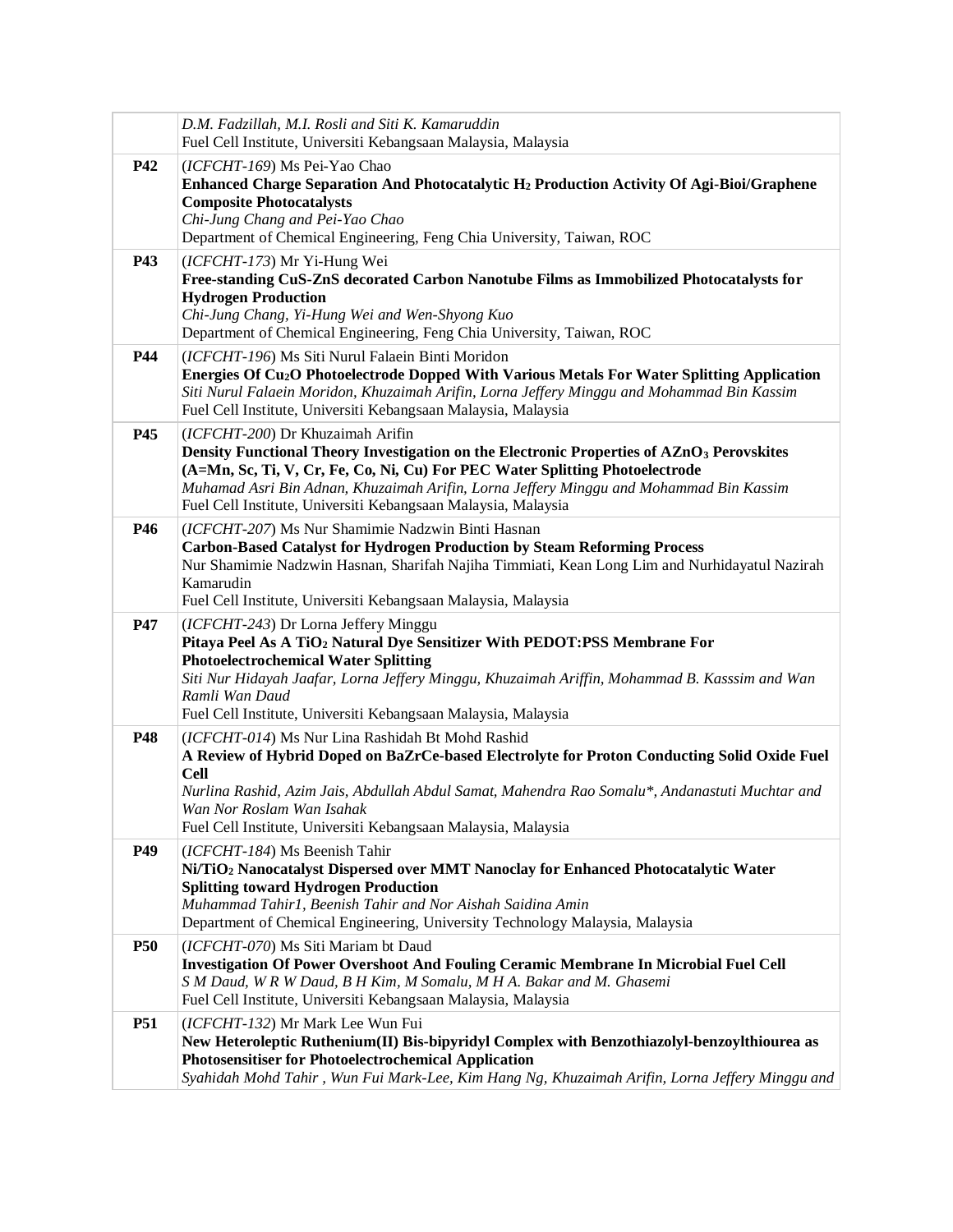| | |
|---|---|
| | *D.M. Fadzillah, M.I. Rosli and Siti K. Kamaruddin*<br>Fuel Cell Institute, Universiti Kebangsaan Malaysia, Malaysia |
| **P42** | (*ICFCHT-169*) Ms Pei-Yao Chao<br>**Enhanced Charge Separation And Photocatalytic $H_2$ Production Activity Of Agi-Bioi/Graphene Composite Photocatalysts**<br>*Chi-Jung Chang and Pei-Yao Chao*<br>Department of Chemical Engineering, Feng Chia University, Taiwan, ROC |
| **P43** | (*ICFCHT-173*) Mr Yi-Hung Wei<br>**Free-standing CuS-ZnS decorated Carbon Nanotube Films as Immobilized Photocatalysts for Hydrogen Production**<br>*Chi-Jung Chang, Yi-Hung Wei and Wen-Shyong Kuo*<br>Department of Chemical Engineering, Feng Chia University, Taiwan, ROC |
| **P44** | (*ICFCHT-196*) Ms Siti Nurul Falaein Binti Moridon<br>**Energies Of $Cu_2O$ Photoelectrode Dopped With Various Metals For Water Splitting Application**<br>*Siti Nurul Falaein Moridon, Khuzaimah Arifin, Lorna Jeffery Minggu and Mohammad Bin Kassim*<br>Fuel Cell Institute, Universiti Kebangsaan Malaysia, Malaysia |
| **P45** | (*ICFCHT-200*) Dr Khuzaimah Arifin<br>**Density Functional Theory Investigation on the Electronic Properties of $AZnO_3$ Perovskites (A=Mn, Sc, Ti, V, Cr, Fe, Co, Ni, Cu) For PEC Water Splitting Photoelectrode**<br>*Muhamad Asri Bin Adnan, Khuzaimah Arifin, Lorna Jeffery Minggu and Mohammad Bin Kassim*<br>Fuel Cell Institute, Universiti Kebangsaan Malaysia, Malaysia |
| **P46** | (*ICFCHT-207*) Ms Nur Shamimie Nadzwin Binti Hasnan<br>**Carbon-Based Catalyst for Hydrogen Production by Steam Reforming Process**<br>Nur Shamimie Nadzwin Hasnan, Sharifah Najiha Timmiati, Kean Long Lim and Nurhidayatul Nazirah Kamarudin<br>Fuel Cell Institute, Universiti Kebangsaan Malaysia, Malaysia |
| **P47** | (*ICFCHT-243*) Dr Lorna Jeffery Minggu<br>**Pitaya Peel As A $TiO_2$ Natural Dye Sensitizer With PEDOT:PSS Membrane For Photoelectrochemical Water Splitting**<br>*Siti Nur Hidayah Jaafar, Lorna Jeffery Minggu, Khuzaimah Ariffin, Mohammad B. Kasssim and Wan Ramli Wan Daud*<br>Fuel Cell Institute, Universiti Kebangsaan Malaysia, Malaysia |
| **P48** | (*ICFCHT-014*) Ms Nur Lina Rashidah Bt Mohd Rashid<br>**A Review of Hybrid Doped on BaZrCe-based Electrolyte for Proton Conducting Solid Oxide Fuel Cell**<br>*Nurlina Rashid, Azim Jais, Abdullah Abdul Samat, Mahendra Rao Somalu*, Andanastuti Muchtar and Wan Nor Roslam Wan Isahak*<br>Fuel Cell Institute, Universiti Kebangsaan Malaysia, Malaysia |
| **P49** | (*ICFCHT-184*) Ms Beenish Tahir<br>**Ni/$TiO_2$ Nanocatalyst Dispersed over MMT Nanoclay for Enhanced Photocatalytic Water Splitting toward Hydrogen Production**<br>*Muhammad Tahir1, Beenish Tahir and Nor Aishah Saidina Amin*<br>Department of Chemical Engineering, University Technology Malaysia, Malaysia |
| **P50** | (*ICFCHT-070*) Ms Siti Mariam bt Daud<br>**Investigation Of Power Overshoot And Fouling Ceramic Membrane In Microbial Fuel Cell**<br>*S M Daud, W R W Daud, B H Kim, M Somalu, M H A. Bakar and M. Ghasemi*<br>Fuel Cell Institute, Universiti Kebangsaan Malaysia, Malaysia |
| **P51** | (*ICFCHT-132*) Mr Mark Lee Wun Fui<br>**New Heteroleptic Ruthenium(II) Bis-bipyridyl Complex with Benzothiazolyl-benzoylthiourea as Photosensitiser for Photoelectrochemical Application**<br>*Syahidah Mohd Tahir , Wun Fui Mark-Lee, Kim Hang Ng, Khuzaimah Arifin, Lorna Jeffery Minggu and* |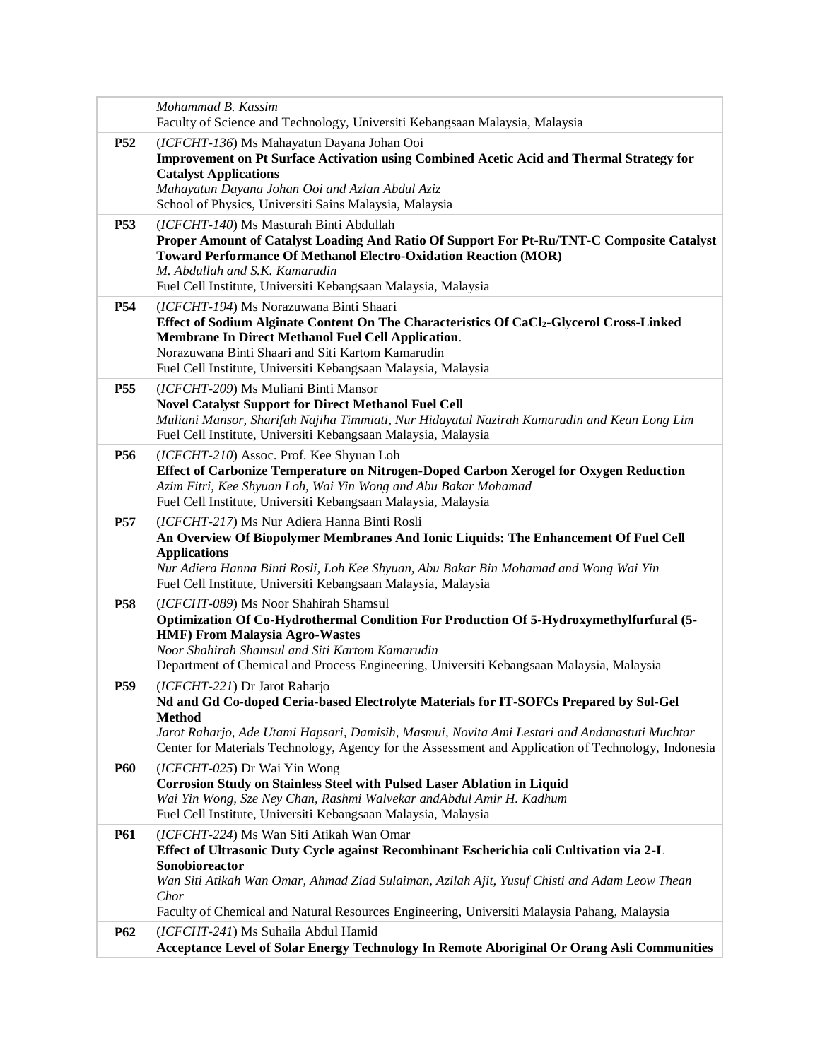| | |
|---|---|
| | *Mohammad B. Kassim*<br>Faculty of Science and Technology, Universiti Kebangsaan Malaysia, Malaysia |
| **P52** | (*ICFCHT-136*) Ms Mahayatun Dayana Johan Ooi<br>**Improvement on Pt Surface Activation using Combined Acetic Acid and Thermal Strategy for Catalyst Applications**<br>*Mahayatun Dayana Johan Ooi and Azlan Abdul Aziz*<br>School of Physics, Universiti Sains Malaysia, Malaysia |
| **P53** | (*ICFCHT-140*) Ms Masturah Binti Abdullah<br>**Proper Amount of Catalyst Loading And Ratio Of Support For Pt-Ru/TNT-C Composite Catalyst Toward Performance Of Methanol Electro-Oxidation Reaction (MOR)**<br>*M. Abdullah and S.K. Kamarudin*<br>Fuel Cell Institute, Universiti Kebangsaan Malaysia, Malaysia |
| **P54** | (*ICFCHT-194*) Ms Norazuwana Binti Shaari<br>**Effect of Sodium Alginate Content On The Characteristics Of $CaCl_2$-Glycerol Cross-Linked Membrane In Direct Methanol Fuel Cell Application**.<br>Norazuwana Binti Shaari and Siti Kartom Kamarudin<br>Fuel Cell Institute, Universiti Kebangsaan Malaysia, Malaysia |
| **P55** | (*ICFCHT-209*) Ms Muliani Binti Mansor<br>**Novel Catalyst Support for Direct Methanol Fuel Cell**<br>*Muliani Mansor, Sharifah Najiha Timmiati, Nur Hidayatul Nazirah Kamarudin and Kean Long Lim*<br>Fuel Cell Institute, Universiti Kebangsaan Malaysia, Malaysia |
| **P56** | (*ICFCHT-210*) Assoc. Prof. Kee Shyuan Loh<br>**Effect of Carbonize Temperature on Nitrogen-Doped Carbon Xerogel for Oxygen Reduction**<br>*Azim Fitri, Kee Shyuan Loh, Wai Yin Wong and Abu Bakar Mohamad*<br>Fuel Cell Institute, Universiti Kebangsaan Malaysia, Malaysia |
| **P57** | (*ICFCHT-217*) Ms Nur Adiera Hanna Binti Rosli<br>**An Overview Of Biopolymer Membranes And Ionic Liquids: The Enhancement Of Fuel Cell Applications**<br>*Nur Adiera Hanna Binti Rosli, Loh Kee Shyuan, Abu Bakar Bin Mohamad and Wong Wai Yin*<br>Fuel Cell Institute, Universiti Kebangsaan Malaysia, Malaysia |
| **P58** | (*ICFCHT-089*) Ms Noor Shahirah Shamsul<br>**Optimization Of Co-Hydrothermal Condition For Production Of 5-Hydroxymethylfurfural (5-HMF) From Malaysia Agro-Wastes**<br>*Noor Shahirah Shamsul and Siti Kartom Kamarudin*<br>Department of Chemical and Process Engineering, Universiti Kebangsaan Malaysia, Malaysia |
| **P59** | (*ICFCHT-221*) Dr Jarot Raharjo<br>**Nd and Gd Co-doped Ceria-based Electrolyte Materials for IT-SOFCs Prepared by Sol-Gel Method**<br>*Jarot Raharjo, Ade Utami Hapsari, Damisih, Masmui, Novita Ami Lestari and Andanastuti Muchtar*<br>Center for Materials Technology, Agency for the Assessment and Application of Technology, Indonesia |
| **P60** | (*ICFCHT-025*) Dr Wai Yin Wong<br>**Corrosion Study on Stainless Steel with Pulsed Laser Ablation in Liquid**<br>*Wai Yin Wong, Sze Ney Chan, Rashmi Walvekar andAbdul Amir H. Kadhum*<br>Fuel Cell Institute, Universiti Kebangsaan Malaysia, Malaysia |
| **P61** | (*ICFCHT-224*) Ms Wan Siti Atikah Wan Omar<br>**Effect of Ultrasonic Duty Cycle against Recombinant Escherichia coli Cultivation via 2-L Sonobioreactor**<br>*Wan Siti Atikah Wan Omar, Ahmad Ziad Sulaiman, Azilah Ajit, Yusuf Chisti and Adam Leow Thean Chor*<br>Faculty of Chemical and Natural Resources Engineering, Universiti Malaysia Pahang, Malaysia |
| **P62** | (*ICFCHT-241*) Ms Suhaila Abdul Hamid<br>**Acceptance Level of Solar Energy Technology In Remote Aboriginal Or Orang Asli Communities** |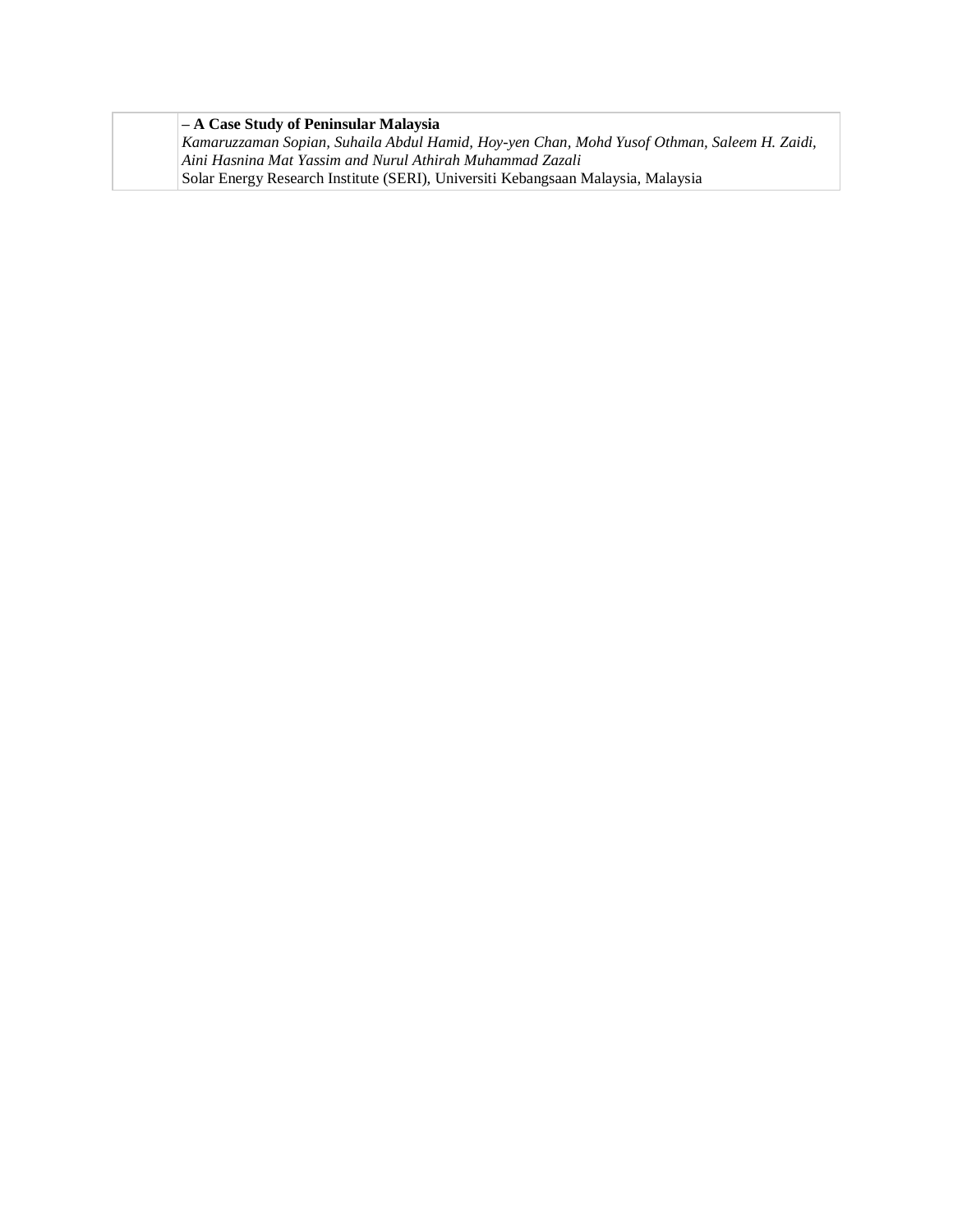| | |
|---|---|
| | **– A Case Study of Peninsular Malaysia**<br>*Kamaruzzaman Sopian, Suhaila Abdul Hamid, Hoy-yen Chan, Mohd Yusof Othman, Saleem H. Zaidi, Aini Hasnina Mat Yassim and Nurul Athirah Muhammad Zazali*<br>Solar Energy Research Institute (SERI), Universiti Kebangsaan Malaysia, Malaysia |